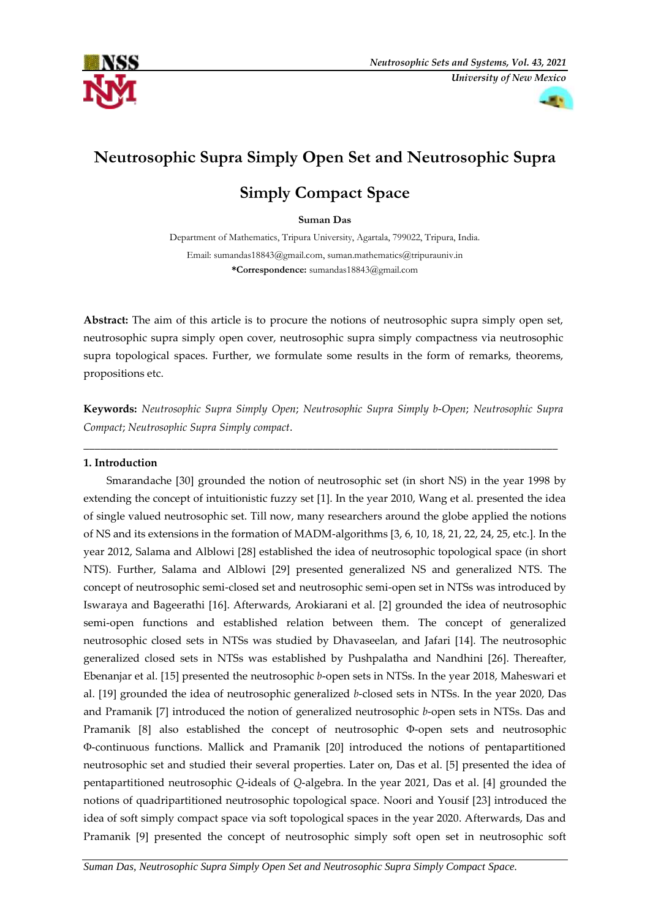# Neutrosophic Supra Simply Open Set and Neutrosophic Supra Simply Compact Space

**Suman Das**

Department of Mathematics, Tripura University, Agartala, 799022, Tripura, India.

Email: sumandas18843@gmail.com, suman.mathematics@tripurauniv.in

**\*Correspondence:** sumandas18843@gmail.com

**Abstract:** The aim of this article is to procure the notions of neutrosophic supra simply open set, neutrosophic supra simply open cover, neutrosophic supra simply compactness via neutrosophic supra topological spaces. Further, we formulate some results in the form of remarks, theorems, propositions etc.

**Keywords:** *Neutrosophic Supra Simply Open*; *Neutrosophic Supra Simply b-Open*; *Neutrosophic Supra Compact*; *Neutrosophic Supra Simply compact*.

---

## 1. Introduction

Smarandache [30] grounded the notion of neutrosophic set (in short NS) in the year 1998 by extending the concept of intuitionistic fuzzy set [1]. In the year 2010, Wang et al. presented the idea of single valued neutrosophic set. Till now, many researchers around the globe applied the notions of NS and its extensions in the formation of MADM-algorithms [3, 6, 10, 18, 21, 22, 24, 25, etc.]. In the year 2012, Salama and Alblowi [28] established the idea of neutrosophic topological space (in short NTS). Further, Salama and Alblowi [29] presented generalized NS and generalized NTS. The concept of neutrosophic semi-closed set and neutrosophic semi-open set in NTSs was introduced by Iswaraya and Bageerathi [16]. Afterwards, Arokiarani et al. [2] grounded the idea of neutrosophic semi-open functions and established relation between them. The concept of generalized neutrosophic closed sets in NTSs was studied by Dhavaseelan, and Jafari [14]. The neutrosophic generalized closed sets in NTSs was established by Pushpalatha and Nandhini [26]. Thereafter, Ebenanjar et al. [15] presented the neutrosophic *b*-open sets in NTSs. In the year 2018, Maheswari et al. [19] grounded the idea of neutrosophic generalized *b*-closed sets in NTSs. In the year 2020, Das and Pramanik [7] introduced the notion of generalized neutrosophic *b*-open sets in NTSs. Das and Pramanik [8] also established the concept of neutrosophic Φ-open sets and neutrosophic Φ-continuous functions. Mallick and Pramanik [20] introduced the notions of pentapartitioned neutrosophic set and studied their several properties. Later on, Das et al. [5] presented the idea of pentapartitioned neutrosophic *Q*-ideals of *Q*-algebra. In the year 2021, Das et al. [4] grounded the notions of quadripartitioned neutrosophic topological space. Noori and Yousif [23] introduced the idea of soft simply compact space via soft topological spaces in the year 2020. Afterwards, Das and Pramanik [9] presented the concept of neutrosophic simply soft open set in neutrosophic soft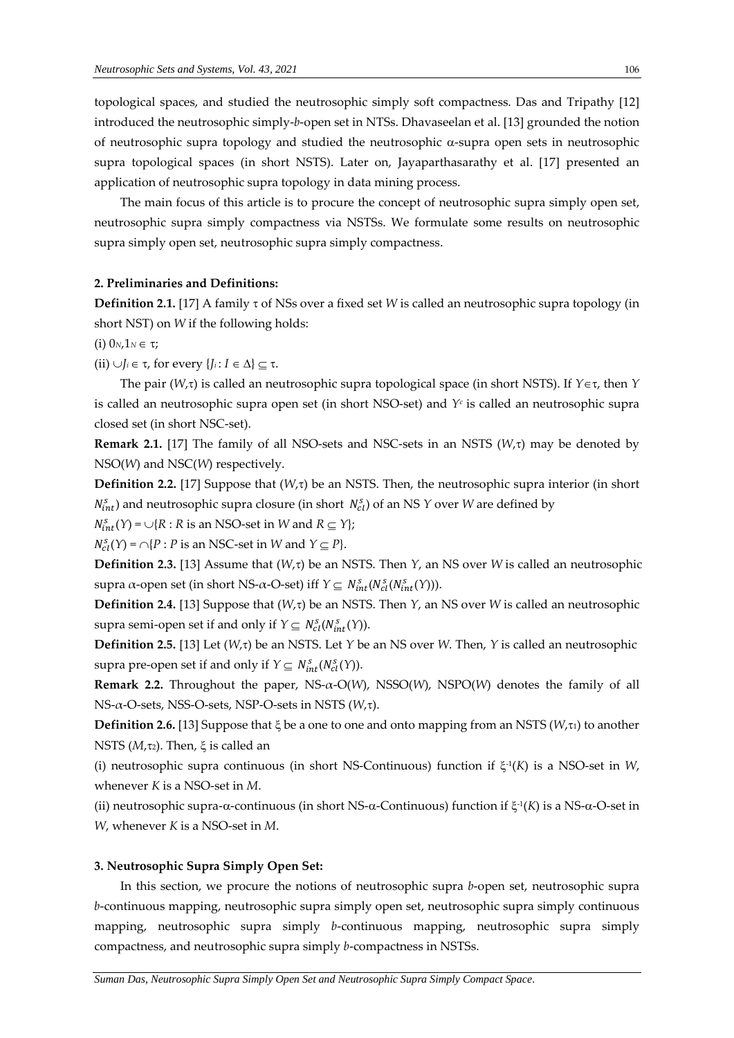topological spaces, and studied the neutrosophic simply soft compactness. Das and Tripathy [12] introduced the neutrosophic simply-*b*-open set in NTSs. Dhavaseelan et al. [13] grounded the notion of neutrosophic supra topology and studied the neutrosophic α-supra open sets in neutrosophic supra topological spaces (in short NSTS). Later on, Jayaparthasarathy et al. [17] presented an application of neutrosophic supra topology in data mining process.

The main focus of this article is to procure the concept of neutrosophic supra simply open set, neutrosophic supra simply compactness via NSTSs. We formulate some results on neutrosophic supra simply open set, neutrosophic supra simply compactness.

## 2. Preliminaries and Definitions:

**Definition 2.1.** [17] A family τ of NSs over a fixed set $W$ is called an neutrosophic supra topology (in short NST) on $W$ if the following holds:

(i) $0_N, 1_N \in \tau$;

(ii) $\cup J_i \in \tau$, for every $\{J_i : I \in \Delta\} \subseteq \tau$.

The pair $(W,\tau)$ is called an neutrosophic supra topological space (in short NSTS). If $Y \in \tau$, then $Y$ is called an neutrosophic supra open set (in short NSO-set) and $Y^c$ is called an neutrosophic supra closed set (in short NSC-set).

**Remark 2.1.** [17] The family of all NSO-sets and NSC-sets in an NSTS $(W,\tau)$ may be denoted by NSO($W$) and NSC($W$) respectively.

**Definition 2.2.** [17] Suppose that $(W,\tau)$ be an NSTS. Then, the neutrosophic supra interior (in short $N_{int}^s$) and neutrosophic supra closure (in short $N_{cl}^s$) of an NS $Y$ over $W$ are defined by

$N_{int}^s(Y) = \cup\{R : R$ is an NSO-set in $W$ and $R \subseteq Y\}$;

$N_{cl}^s(Y) = \cap\{P : P$ is an NSC-set in $W$ and $Y \subseteq P\}$.

**Definition 2.3.** [13] Assume that $(W,\tau)$ be an NSTS. Then $Y$, an NS over $W$ is called an neutrosophic supra $\alpha$-open set (in short NS-$\alpha$-O-set) iff $Y \subseteq N_{int}^s(N_{cl}^s(N_{int}^s(Y)))$.

**Definition 2.4.** [13] Suppose that $(W,\tau)$ be an NSTS. Then $Y$, an NS over $W$ is called an neutrosophic supra semi-open set if and only if $Y \subseteq N_{cl}^s(N_{int}^s(Y))$.

**Definition 2.5.** [13] Let $(W,\tau)$ be an NSTS. Let $Y$ be an NS over $W$. Then, $Y$ is called an neutrosophic supra pre-open set if and only if $Y \subseteq N_{int}^s(N_{cl}^s(Y))$.

**Remark 2.2.** Throughout the paper, NS-$\alpha$-O($W$), NSSO($W$), NSPO($W$) denotes the family of all NS-$\alpha$-O-sets, NSS-O-sets, NSP-O-sets in NSTS $(W,\tau)$.

**Definition 2.6.** [13] Suppose that ξ be a one to one and onto mapping from an NSTS $(W,\tau_1)$ to another NSTS $(M,\tau_2)$. Then, ξ is called an

(i) neutrosophic supra continuous (in short NS-Continuous) function if $\xi^{-1}(K)$ is a NSO-set in $W$, whenever $K$ is a NSO-set in $M$.

(ii) neutrosophic supra-α-continuous (in short NS-α-Continuous) function if $\xi^{-1}(K)$ is a NS-α-O-set in $W$, whenever $K$ is a NSO-set in $M$.

## 3. Neutrosophic Supra Simply Open Set:

In this section, we procure the notions of neutrosophic supra *b*-open set, neutrosophic supra *b*-continuous mapping, neutrosophic supra simply open set, neutrosophic supra simply continuous mapping, neutrosophic supra simply *b*-continuous mapping, neutrosophic supra simply compactness, and neutrosophic supra simply *b*-compactness in NSTSs.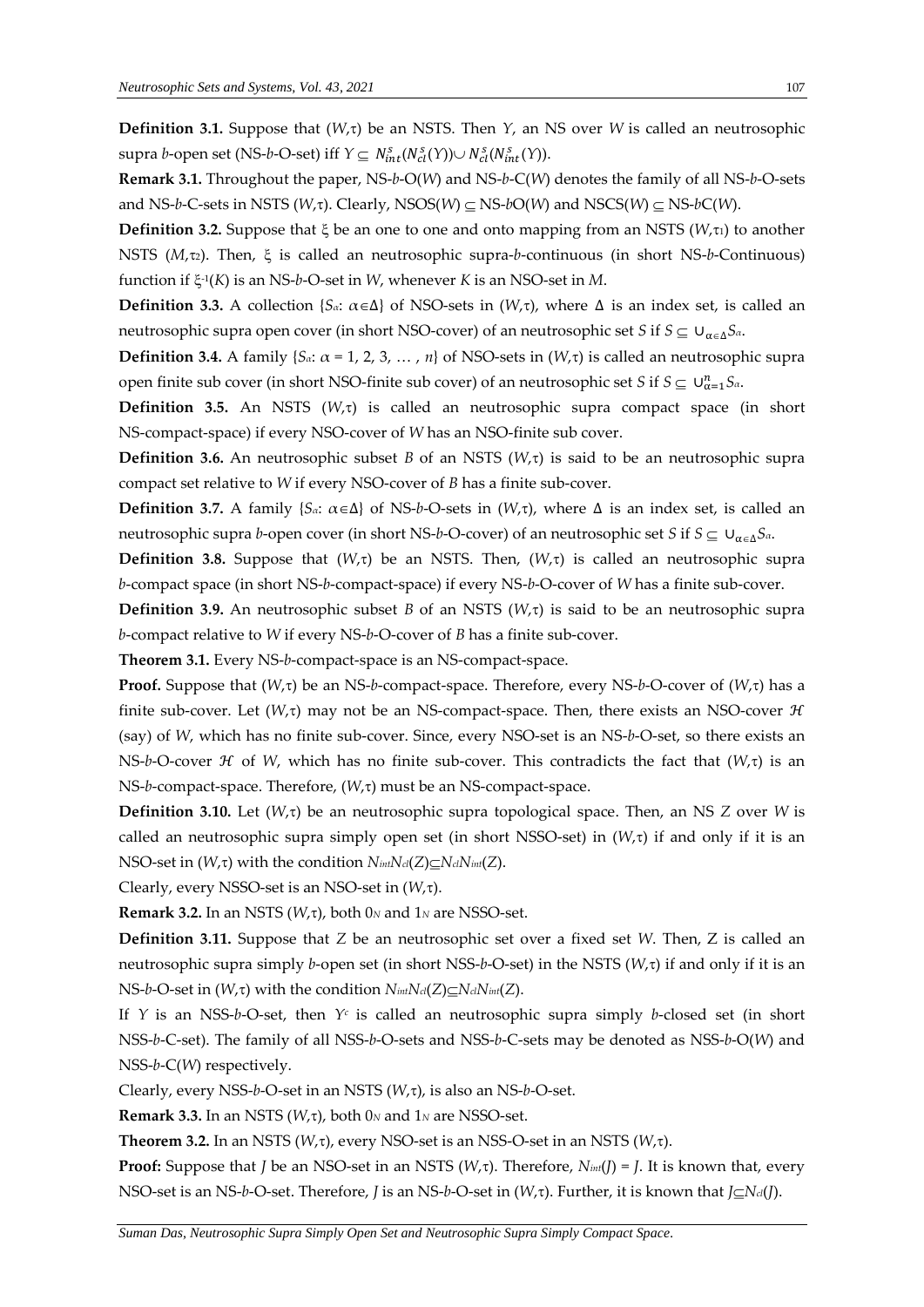**Definition 3.1.** Suppose that $(W,\tau)$ be an NSTS. Then $Y$, an NS over $W$ is called an neutrosophic supra $b$-open set (NS-$b$-O-set) iff $Y \subseteq N^s_{int}(N^s_{cl}(Y)) \cup N^s_{cl}(N^s_{int}(Y))$.

**Remark 3.1.** Throughout the paper, NS-$b$-O($W$) and NS-$b$-C($W$) denotes the family of all NS-$b$-O-sets and NS-$b$-C-sets in NSTS $(W,\tau)$. Clearly, NSOS($W$) $\subseteq$ NS-$b$O($W$) and NSCS($W$) $\subseteq$ NS-$b$C($W$).

**Definition 3.2.** Suppose that $\xi$ be an one to one and onto mapping from an NSTS $(W,\tau_1)$ to another NSTS $(M,\tau_2)$. Then, $\xi$ is called an neutrosophic supra-$b$-continuous (in short NS-$b$-Continuous) function if $\xi^{-1}(K)$ is an NS-$b$-O-set in $W$, whenever $K$ is an NSO-set in $M$.

**Definition 3.3.** A collection $\{S_\alpha: \alpha \in \Delta\}$ of NSO-sets in $(W,\tau)$, where $\Delta$ is an index set, is called an neutrosophic supra open cover (in short NSO-cover) of an neutrosophic set $S$ if $S \subseteq \cup_{\alpha\in\Delta} S_\alpha$.

**Definition 3.4.** A family $\{S_\alpha: \alpha = 1, 2, 3, \dots, n\}$ of NSO-sets in $(W,\tau)$ is called an neutrosophic supra open finite sub cover (in short NSO-finite sub cover) of an neutrosophic set $S$ if $S \subseteq \cup_{\alpha=1}^{n} S_\alpha$.

**Definition 3.5.** An NSTS $(W,\tau)$ is called an neutrosophic supra compact space (in short NS-compact-space) if every NSO-cover of $W$ has an NSO-finite sub cover.

**Definition 3.6.** An neutrosophic subset $B$ of an NSTS $(W,\tau)$ is said to be an neutrosophic supra compact set relative to $W$ if every NSO-cover of $B$ has a finite sub-cover.

**Definition 3.7.** A family $\{S_\alpha: \alpha \in \Delta\}$ of NS-$b$-O-sets in $(W,\tau)$, where $\Delta$ is an index set, is called an neutrosophic supra $b$-open cover (in short NS-$b$-O-cover) of an neutrosophic set $S$ if $S \subseteq \cup_{\alpha\in\Delta} S_\alpha$.

**Definition 3.8.** Suppose that $(W,\tau)$ be an NSTS. Then, $(W,\tau)$ is called an neutrosophic supra $b$-compact space (in short NS-$b$-compact-space) if every NS-$b$-O-cover of $W$ has a finite sub-cover.

**Definition 3.9.** An neutrosophic subset $B$ of an NSTS $(W,\tau)$ is said to be an neutrosophic supra $b$-compact relative to $W$ if every NS-$b$-O-cover of $B$ has a finite sub-cover.

**Theorem 3.1.** Every NS-$b$-compact-space is an NS-compact-space.

**Proof.** Suppose that $(W,\tau)$ be an NS-$b$-compact-space. Therefore, every NS-$b$-O-cover of $(W,\tau)$ has a finite sub-cover. Let $(W,\tau)$ may not be an NS-compact-space. Then, there exists an NSO-cover $\mathcal{H}$ (say) of $W$, which has no finite sub-cover. Since, every NSO-set is an NS-$b$-O-set, so there exists an NS-$b$-O-cover $\mathcal{H}$ of $W$, which has no finite sub-cover. This contradicts the fact that $(W,\tau)$ is an NS-$b$-compact-space. Therefore, $(W,\tau)$ must be an NS-compact-space.

**Definition 3.10.** Let $(W,\tau)$ be an neutrosophic supra topological space. Then, an NS $Z$ over $W$ is called an neutrosophic supra simply open set (in short NSSO-set) in $(W,\tau)$ if and only if it is an NSO-set in $(W,\tau)$ with the condition $N_{int}N_{cl}(Z) \subseteq N_{cl}N_{int}(Z)$.

Clearly, every NSSO-set is an NSO-set in $(W,\tau)$.

**Remark 3.2.** In an NSTS $(W,\tau)$, both $0_N$ and $1_N$ are NSSO-set.

**Definition 3.11.** Suppose that $Z$ be an neutrosophic set over a fixed set $W$. Then, Z is called an neutrosophic supra simply $b$-open set (in short NSS-$b$-O-set) in the NSTS $(W,\tau)$ if and only if it is an NS-$b$-O-set in $(W,\tau)$ with the condition $N_{int}N_{cl}(Z) \subseteq N_{cl}N_{int}(Z)$.

If $Y$ is an NSS-$b$-O-set, then $Y^c$ is called an neutrosophic supra simply $b$-closed set (in short NSS-$b$-C-set). The family of all NSS-$b$-O-sets and NSS-$b$-C-sets may be denoted as NSS-$b$-O($W$) and NSS-$b$-C($W$) respectively.

Clearly, every NSS-$b$-O-set in an NSTS $(W,\tau)$, is also an NS-$b$-O-set.

**Remark 3.3.** In an NSTS $(W,\tau)$, both $0_N$ and $1_N$ are NSSO-set.

**Theorem 3.2.** In an NSTS $(W,\tau)$, every NSO-set is an NSS-O-set in an NSTS $(W,\tau)$.

**Proof:** Suppose that $J$ be an NSO-set in an NSTS $(W,\tau)$. Therefore, $N_{int}(J) = J$. It is known that, every NSO-set is an NS-$b$-O-set. Therefore, $J$ is an NS-$b$-O-set in $(W,\tau)$. Further, it is known that $J \subseteq N_{cl}(J)$.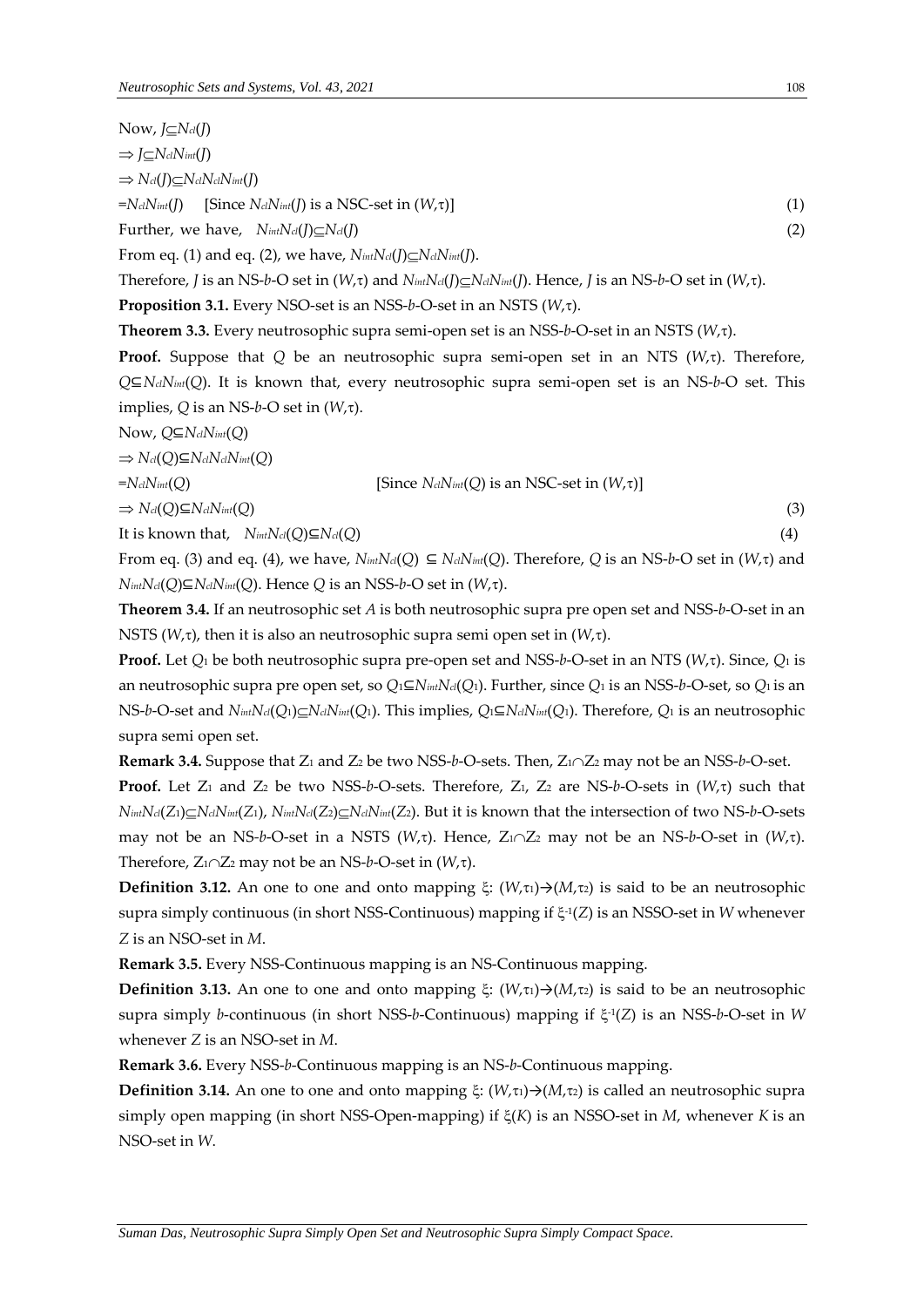Now, $J \subseteq N_{cl}(J)$

$\Rightarrow J \subseteq N_{cl}N_{int}(J)$

$\Rightarrow N_{cl}(J) \subseteq N_{cl}N_{cl}N_{int}(J)$

$= N_{cl}N_{int}(J)$ [Since $N_{cl}N_{int}(J)$ is a NSC-set in $(W,\tau)$] (1)

Further, we have, $N_{int}N_{cl}(J) \subseteq N_{cl}(J)$ (2)

From eq. (1) and eq. (2), we have, $N_{int}N_{cl}(J) \subseteq N_{cl}N_{int}(J)$.

Therefore, $J$ is an NS-$b$-O set in $(W,\tau)$ and $N_{int}N_{cl}(J) \subseteq N_{cl}N_{int}(J)$. Hence, $J$ is an NS-$b$-O set in $(W,\tau)$.

**Proposition 3.1.** Every NSO-set is an NSS-$b$-O-set in an NSTS $(W,\tau)$.

**Theorem 3.3.** Every neutrosophic supra semi-open set is an NSS-$b$-O-set in an NSTS $(W,\tau)$.

**Proof.** Suppose that $Q$ be an neutrosophic supra semi-open set in an NTS $(W,\tau)$. Therefore, $Q \subseteq N_{cl}N_{int}(Q)$. It is known that, every neutrosophic supra semi-open set is an NS-$b$-O set. This implies, $Q$ is an NS-$b$-O set in $(W,\tau)$.

Now, $Q \subseteq N_{cl}N_{int}(Q)$

$\Rightarrow N_{cl}(Q) \subseteq N_{cl}N_{cl}N_{int}(Q)$

$= N_{cl}N_{int}(Q)$ [Since $N_{cl}N_{int}(Q)$ is an NSC-set in $(W,\tau)$]

$\Rightarrow N_{cl}(Q) \subseteq N_{cl}N_{int}(Q)$ (3)

It is known that, $N_{int}N_{cl}(Q) \subseteq N_{cl}(Q)$ (4)

From eq. (3) and eq. (4), we have, $N_{int}N_{cl}(Q) \subseteq N_{cl}N_{int}(Q)$. Therefore, $Q$ is an NS-$b$-O set in $(W,\tau)$ and $N_{int}N_{cl}(Q) \subseteq N_{cl}N_{int}(Q)$. Hence $Q$ is an NSS-$b$-O set in $(W,\tau)$.

**Theorem 3.4.** If an neutrosophic set $A$ is both neutrosophic supra pre open set and NSS-$b$-O-set in an NSTS $(W,\tau)$, then it is also an neutrosophic supra semi open set in $(W,\tau)$.

**Proof.** Let $Q_1$ be both neutrosophic supra pre-open set and NSS-$b$-O-set in an NTS $(W,\tau)$. Since, $Q_1$ is an neutrosophic supra pre open set, so $Q_1 \subseteq N_{int}N_{cl}(Q_1)$. Further, since $Q_1$ is an NSS-$b$-O-set, so $Q_1$ is an NS-$b$-O-set and $N_{int}N_{cl}(Q_1) \subseteq N_{cl}N_{int}(Q_1)$. This implies, $Q_1 \subseteq N_{cl}N_{int}(Q_1)$. Therefore, $Q_1$ is an neutrosophic supra semi open set.

**Remark 3.4.** Suppose that $Z_1$ and $Z_2$ be two NSS-$b$-O-sets. Then, $Z_1 \cap Z_2$ may not be an NSS-$b$-O-set.

**Proof.** Let $Z_1$ and $Z_2$ be two NSS-$b$-O-sets. Therefore, $Z_1$, $Z_2$ are NS-$b$-O-sets in $(W,\tau)$ such that $N_{int}N_{cl}(Z_1) \subseteq N_{cl}N_{int}(Z_1)$, $N_{int}N_{cl}(Z_2) \subseteq N_{cl}N_{int}(Z_2)$. But it is known that the intersection of two NS-$b$-O-sets may not be an NS-$b$-O-set in a NSTS $(W,\tau)$. Hence, $Z_1 \cap Z_2$ may not be an NS-$b$-O-set in $(W,\tau)$. Therefore, $Z_1 \cap Z_2$ may not be an NS-$b$-O-set in $(W,\tau)$.

**Definition 3.12.** An one to one and onto mapping $\xi: (W,\tau_1) \rightarrow (M,\tau_2)$ is said to be an neutrosophic supra simply continuous (in short NSS-Continuous) mapping if $\xi^{-1}(Z)$ is an NSSO-set in $W$ whenever $Z$ is an NSO-set in $M$.

**Remark 3.5.** Every NSS-Continuous mapping is an NS-Continuous mapping.

**Definition 3.13.** An one to one and onto mapping $\xi: (W,\tau_1) \rightarrow (M,\tau_2)$ is said to be an neutrosophic supra simply $b$-continuous (in short NSS-$b$-Continuous) mapping if $\xi^{-1}(Z)$ is an NSS-$b$-O-set in $W$ whenever $Z$ is an NSO-set in $M$.

**Remark 3.6.** Every NSS-$b$-Continuous mapping is an NS-$b$-Continuous mapping.

**Definition 3.14.** An one to one and onto mapping $\xi: (W,\tau_1) \rightarrow (M,\tau_2)$ is called an neutrosophic supra simply open mapping (in short NSS-Open-mapping) if $\xi(K)$ is an NSSO-set in $M$, whenever $K$ is an NSO-set in $W$.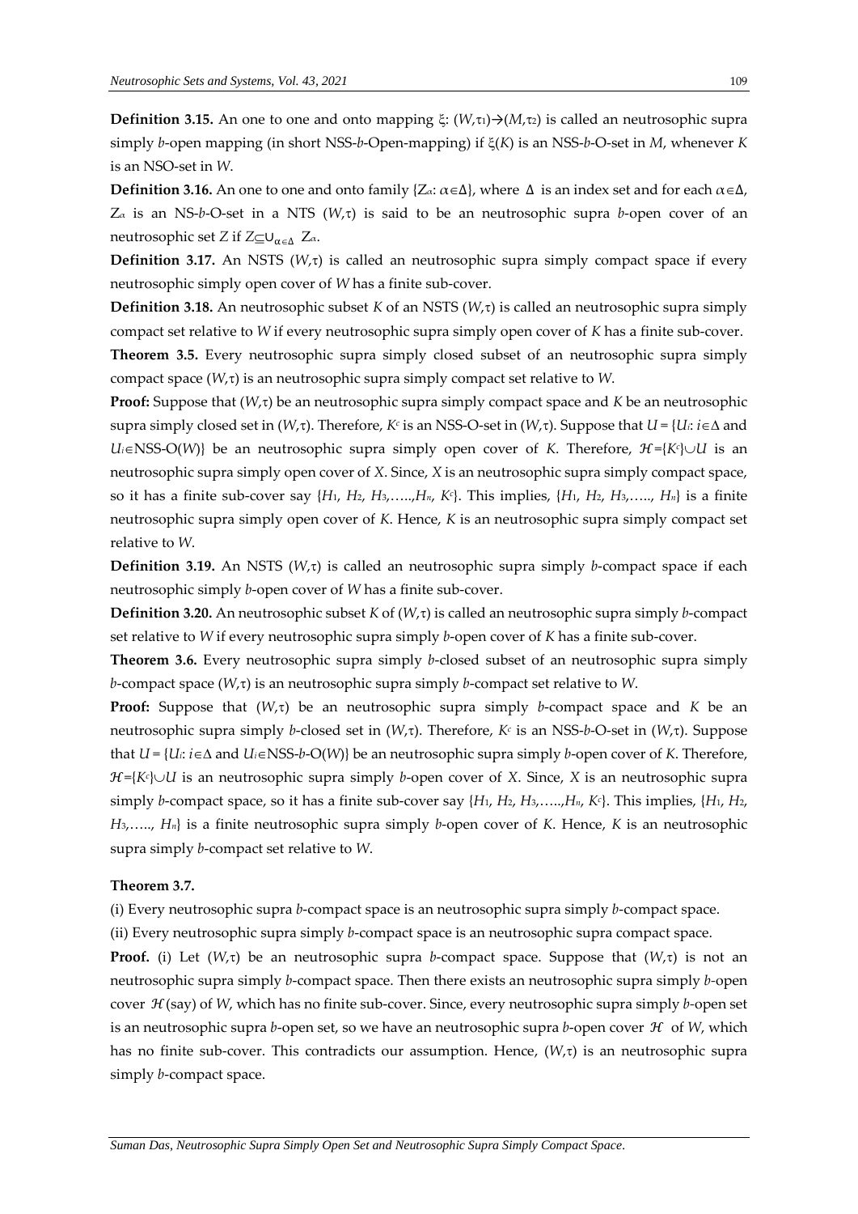**Definition 3.15.** An one to one and onto mapping $\xi$: $(W,\tau_1)\rightarrow(M,\tau_2)$ is called an neutrosophic supra simply *b*-open mapping (in short NSS-*b*-Open-mapping) if $\xi(K)$ is an NSS-*b*-O-set in *M*, whenever *K* is an NSO-set in *W*.

**Definition 3.16.** An one to one and onto family $\{Z_\alpha: \alpha\in\Delta\}$, where $\Delta$ is an index set and for each $\alpha\in\Delta$, $Z_\alpha$ is an NS-*b*-O-set in a NTS $(W,\tau)$ is said to be an neutrosophic supra *b*-open cover of an neutrosophic set *Z* if $Z\subseteq\cup_{\alpha\in\Delta} Z_\alpha$.

**Definition 3.17.** An NSTS $(W,\tau)$ is called an neutrosophic supra simply compact space if every neutrosophic simply open cover of *W* has a finite sub-cover.

**Definition 3.18.** An neutrosophic subset *K* of an NSTS $(W,\tau)$ is called an neutrosophic supra simply compact set relative to *W* if every neutrosophic supra simply open cover of *K* has a finite sub-cover.

**Theorem 3.5.** Every neutrosophic supra simply closed subset of an neutrosophic supra simply compact space $(W,\tau)$ is an neutrosophic supra simply compact set relative to *W*.

**Proof:** Suppose that $(W,\tau)$ be an neutrosophic supra simply compact space and *K* be an neutrosophic supra simply closed set in $(W,\tau)$. Therefore, $K^c$ is an NSS-O-set in $(W,\tau)$. Suppose that $U = \{U_i: i\in\Delta$ and $U_i\in$NSS-O$(W)\}$ be an neutrosophic supra simply open cover of *K*. Therefore, $\mathcal{H}=\{K^c\}\cup U$ is an neutrosophic supra simply open cover of *X*. Since, *X* is an neutrosophic supra simply compact space, so it has a finite sub-cover say $\{H_1, H_2, H_3,\ldots,H_n, K^c\}$. This implies, $\{H_1, H_2, H_3,\ldots, H_n\}$ is a finite neutrosophic supra simply open cover of *K*. Hence, *K* is an neutrosophic supra simply compact set relative to *W*.

**Definition 3.19.** An NSTS $(W,\tau)$ is called an neutrosophic supra simply *b*-compact space if each neutrosophic simply *b*-open cover of *W* has a finite sub-cover.

**Definition 3.20.** An neutrosophic subset *K* of $(W,\tau)$ is called an neutrosophic supra simply *b*-compact set relative to *W* if every neutrosophic supra simply *b*-open cover of *K* has a finite sub-cover.

**Theorem 3.6.** Every neutrosophic supra simply *b*-closed subset of an neutrosophic supra simply *b*-compact space $(W,\tau)$ is an neutrosophic supra simply *b*-compact set relative to *W*.

**Proof:** Suppose that $(W,\tau)$ be an neutrosophic supra simply *b*-compact space and *K* be an neutrosophic supra simply *b*-closed set in $(W,\tau)$. Therefore, $K^c$ is an NSS-*b*-O-set in $(W,\tau)$. Suppose that $U = \{U_i: i\in\Delta$ and $U_i\in$NSS-*b*-O$(W)\}$ be an neutrosophic supra simply *b*-open cover of *K*. Therefore, $\mathcal{H}=\{K^c\}\cup U$ is an neutrosophic supra simply *b*-open cover of *X*. Since, *X* is an neutrosophic supra simply *b*-compact space, so it has a finite sub-cover say $\{H_1, H_2, H_3,\ldots,H_n, K^c\}$. This implies, $\{H_1, H_2, H_3,\ldots, H_n\}$ is a finite neutrosophic supra simply *b*-open cover of *K*. Hence, *K* is an neutrosophic supra simply *b*-compact set relative to *W*.

**Theorem 3.7.**

(i) Every neutrosophic supra *b*-compact space is an neutrosophic supra simply *b*-compact space.

(ii) Every neutrosophic supra simply *b*-compact space is an neutrosophic supra compact space.

**Proof.** (i) Let $(W,\tau)$ be an neutrosophic supra *b*-compact space. Suppose that $(W,\tau)$ is not an neutrosophic supra simply *b*-compact space. Then there exists an neutrosophic supra simply *b*-open cover $\mathcal{H}$ (say) of *W*, which has no finite sub-cover. Since, every neutrosophic supra simply *b*-open set is an neutrosophic supra *b*-open set, so we have an neutrosophic supra *b*-open cover $\mathcal{H}$ of *W*, which has no finite sub-cover. This contradicts our assumption. Hence, $(W,\tau)$ is an neutrosophic supra simply *b*-compact space.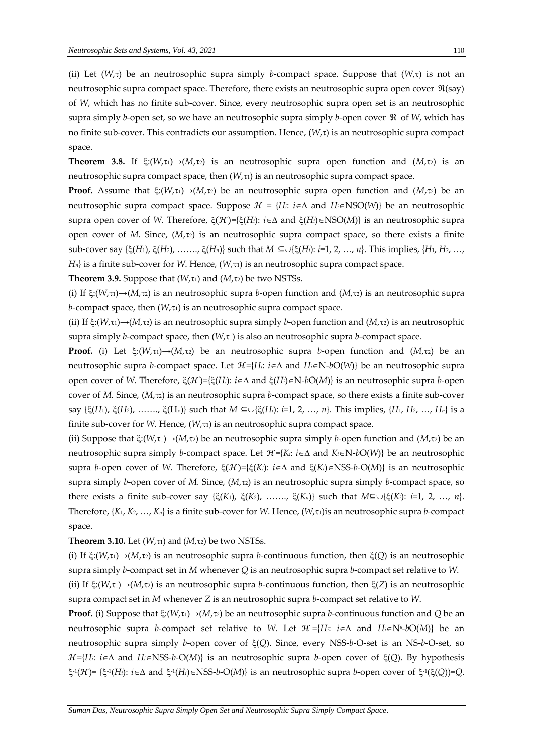(ii) Let $(W,\tau)$ be an neutrosophic supra simply $b$-compact space. Suppose that $(W,\tau)$ is not an neutrosophic supra compact space. Therefore, there exists an neutrosophic supra open cover $\mathfrak{R}$(say) of $W$, which has no finite sub-cover. Since, every neutrosophic supra open set is an neutrosophic supra simply $b$-open set, so we have an neutrosophic supra simply $b$-open cover $\mathfrak{R}$ of $W$, which has no finite sub-cover. This contradicts our assumption. Hence, $(W,\tau)$ is an neutrosophic supra compact space.

**Theorem 3.8.** If $\xi:(W,\tau_1)\rightarrow(M,\tau_2)$ is an neutrosophic supra open function and $(M,\tau_2)$ is an neutrosophic supra compact space, then $(W,\tau_1)$ is an neutrosophic supra compact space.

**Proof.** Assume that $\xi:(W,\tau_1)\rightarrow(M,\tau_2)$ be an neutrosophic supra open function and $(M,\tau_2)$ be an neutrosophic supra compact space. Suppose $\mathcal{H} = \{H_i: i\in\Delta$ and $H_i\in NSO(W)\}$ be an neutrosophic supra open cover of $W$. Therefore, $\xi(\mathcal{H})=\{\xi(H_i): i\in\Delta$ and $\xi(H_i)\in NSO(M)\}$ is an neutrosophic supra open cover of $M$. Since, $(M,\tau_2)$ is an neutrosophic supra compact space, so there exists a finite sub-cover say $\{\xi(H_1), \xi(H_2), \ldots\ldots, \xi(H_n)\}$ such that $M \subseteq\cup\{\xi(H_i): i=1, 2, \ldots, n\}$. This implies, $\{H_1, H_2, \ldots, H_n\}$ is a finite sub-cover for $W$. Hence, $(W,\tau_1)$ is an neutrosophic supra compact space.

**Theorem 3.9.** Suppose that $(W,\tau_1)$ and $(M,\tau_2)$ be two NSTSs.

(i) If $\xi:(W,\tau_1)\rightarrow(M,\tau_2)$ is an neutrosophic supra $b$-open function and $(M,\tau_2)$ is an neutrosophic supra $b$-compact space, then $(W,\tau_1)$ is an neutrosophic supra compact space.

(ii) If $\xi:(W,\tau_1)\rightarrow(M,\tau_2)$ is an neutrosophic supra simply $b$-open function and $(M,\tau_2)$ is an neutrosophic supra simply $b$-compact space, then $(W,\tau_1)$ is also an neutrosophic supra $b$-compact space.

**Proof.** (i) Let $\xi:(W,\tau_1)\rightarrow(M,\tau_2)$ be an neutrosophic supra $b$-open function and $(M,\tau_2)$ be an neutrosophic supra $b$-compact space. Let $\mathcal{H}=\{H_i: i\in\Delta$ and $H_i\in N\text{-}bO(W)\}$ be an neutrosophic supra open cover of $W$. Therefore, $\xi(\mathcal{H})=\{\xi(H_i): i\in\Delta$ and $\xi(H_i)\in N\text{-}bO(M)\}$ is an neutrosophic supra $b$-open cover of $M$. Since, $(M,\tau_2)$ is an neutrosophic supra $b$-compact space, so there exists a finite sub-cover say $\{\xi(H_1), \xi(H_2), \ldots\ldots, \xi(H_n)\}$ such that $M \subseteq\cup\{\xi(H_i): i=1, 2, \ldots, n\}$. This implies, $\{H_1, H_2, \ldots, H_n\}$ is a finite sub-cover for $W$. Hence, $(W,\tau_1)$ is an neutrosophic supra compact space.

(ii) Suppose that $\xi:(W,\tau_1)\rightarrow(M,\tau_2)$ be an neutrosophic supra simply $b$-open function and $(M,\tau_2)$ be an neutrosophic supra simply $b$-compact space. Let $\mathcal{H}=\{K_i: i\in\Delta$ and $K_i\in N\text{-}bO(W)\}$ be an neutrosophic supra $b$-open cover of $W$. Therefore, $\xi(\mathcal{H})=\{\xi(K_i): i\in\Delta$ and $\xi(K_i)\in NSS\text{-}b\text{-}O(M)\}$ is an neutrosophic supra simply $b$-open cover of $M$. Since, $(M,\tau_2)$ is an neutrosophic supra simply $b$-compact space, so there exists a finite sub-cover say $\{\xi(K_1), \xi(K_2), \ldots\ldots, \xi(K_n)\}$ such that $M\subseteq\cup\{\xi(K_i): i=1, 2, \ldots, n\}$. Therefore, $\{K_1, K_2, \ldots, K_n\}$ is a finite sub-cover for $W$. Hence, $(W,\tau_1)$is an neutrosophic supra $b$-compact space.

**Theorem 3.10.** Let $(W,\tau_1)$ and $(M,\tau_2)$ be two NSTSs.

(i) If $\xi:(W,\tau_1)\rightarrow(M,\tau_2)$ is an neutrosophic supra $b$-continuous function, then $\xi(Q)$ is an neutrosophic supra simply $b$-compact set in $M$ whenever $Q$ is an neutrosophic supra $b$-compact set relative to $W$.

(ii) If $\xi:(W,\tau_1)\rightarrow(M,\tau_2)$ is an neutrosophic supra $b$-continuous function, then $\xi(Z)$ is an neutrosophic supra compact set in $M$ whenever $Z$ is an neutrosophic supra $b$-compact set relative to $W$.

**Proof.** (i) Suppose that $\xi:(W,\tau_1)\rightarrow(M,\tau_2)$ be an neutrosophic supra $b$-continuous function and $Q$ be an neutrosophic supra $b$-compact set relative to $W$. Let $\mathcal{H}=\{H_i: i\in\Delta$ and $H_i\in N^s\text{-}bO(M)\}$ be an neutrosophic supra simply $b$-open cover of $\xi(Q)$. Since, every NSS-$b$-O-set is an NS-$b$-O-set, so $\mathcal{H}=\{H_i: i\in\Delta$ and $H_i\in NSS\text{-}b\text{-}O(M)\}$ is an neutrosophic supra $b$-open cover of $\xi(Q)$. By hypothesis $\xi^{-1}(\mathcal{H})= \{\xi^{-1}(H_i): i\in\Delta$ and $\xi^{-1}(H_i)\in NSS\text{-}b\text{-}O(M)\}$ is an neutrosophic supra $b$-open cover of $\xi^{-1}(\xi(Q))=Q$.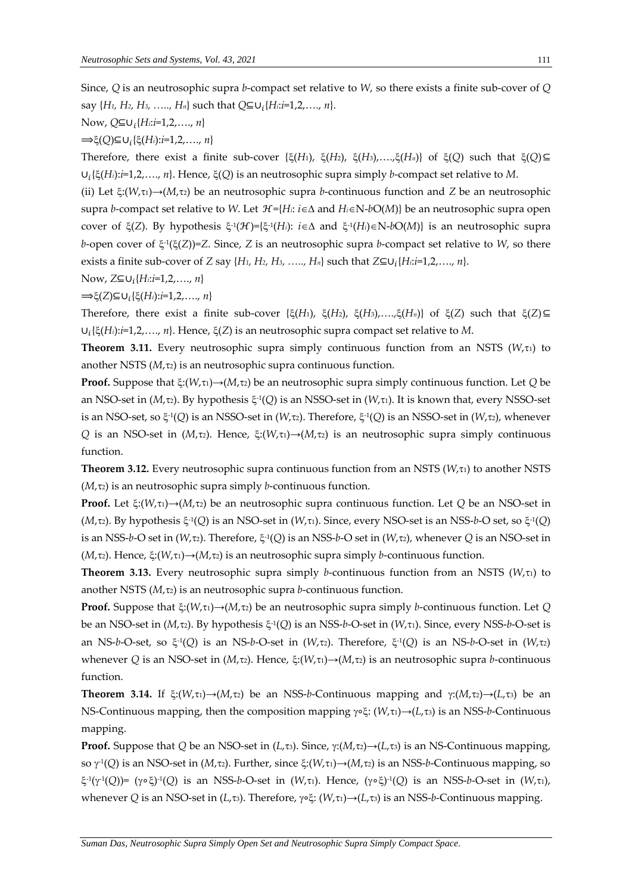Since, $Q$ is an neutrosophic supra $b$-compact set relative to $W$, so there exists a finite sub-cover of $Q$ say $\{H_1, H_2, H_3, \ldots, H_n\}$ such that $Q \subseteq \cup_i \{H_i : i=1,2,\ldots, n\}$.

Now, $Q \subseteq \cup_i \{H_i : i=1,2,\ldots, n\}$

$\Longrightarrow \xi(Q) \subseteq \cup_i \{\xi(H_i) : i=1,2,\ldots, n\}$

Therefore, there exist a finite sub-cover $\{\xi(H_1), \xi(H_2), \xi(H_3), \ldots, \xi(H_n)\}$ of $\xi(Q)$ such that $\xi(Q) \subseteq \cup_i \{\xi(H_i) : i=1,2,\ldots, n\}$. Hence, $\xi(Q)$ is an neutrosophic supra simply $b$-compact set relative to $M$.

(ii) Let $\xi:(W,\tau_1) \rightarrow (M,\tau_2)$ be an neutrosophic supra $b$-continuous function and $Z$ be an neutrosophic supra $b$-compact set relative to $W$. Let $\mathcal{H}=\{H_i : i \in \Delta$ and $H_i \in$ N-$b$O$(M)\}$ be an neutrosophic supra open cover of $\xi(Z)$. By hypothesis $\xi^{-1}(\mathcal{H})=\{\xi^{-1}(H_i): i \in \Delta$ and $\xi^{-1}(H_i) \in$ N-$b$O$(M)\}$ is an neutrosophic supra $b$-open cover of $\xi^{-1}(\xi(Z))=Z$. Since, $Z$ is an neutrosophic supra $b$-compact set relative to $W$, so there exists a finite sub-cover of $Z$ say $\{H_1, H_2, H_3, \ldots, H_n\}$ such that $Z \subseteq \cup_i \{H_i : i=1,2,\ldots, n\}$.

Now, $Z \subseteq \cup_i \{H_i : i=1,2,\ldots, n\}$

$\Longrightarrow \xi(Z) \subseteq \cup_i \{\xi(H_i) : i=1,2,\ldots, n\}$

Therefore, there exist a finite sub-cover $\{\xi(H_1), \xi(H_2), \xi(H_3), \ldots, \xi(H_n)\}$ of $\xi(Z)$ such that $\xi(Z) \subseteq \cup_i \{\xi(H_i) : i=1,2,\ldots, n\}$. Hence, $\xi(Z)$ is an neutrosophic supra compact set relative to $M$.

**Theorem 3.11.** Every neutrosophic supra simply continuous function from an NSTS $(W,\tau_1)$ to another NSTS $(M,\tau_2)$ is an neutrosophic supra continuous function.

**Proof.** Suppose that $\xi:(W,\tau_1) \rightarrow (M,\tau_2)$ be an neutrosophic supra simply continuous function. Let $Q$ be an NSO-set in $(M,\tau_2)$. By hypothesis $\xi^{-1}(Q)$ is an NSSO-set in $(W,\tau_1)$. It is known that, every NSSO-set is an NSO-set, so $\xi^{-1}(Q)$ is an NSSO-set in $(W,\tau_2)$. Therefore, $\xi^{-1}(Q)$ is an NSSO-set in $(W,\tau_2)$, whenever $Q$ is an NSO-set in $(M,\tau_2)$. Hence, $\xi:(W,\tau_1) \rightarrow (M,\tau_2)$ is an neutrosophic supra simply continuous function.

**Theorem 3.12.** Every neutrosophic supra continuous function from an NSTS $(W,\tau_1)$ to another NSTS $(M,\tau_2)$ is an neutrosophic supra simply $b$-continuous function.

**Proof.** Let $\xi:(W,\tau_1) \rightarrow (M,\tau_2)$ be an neutrosophic supra continuous function. Let $Q$ be an NSO-set in $(M,\tau_2)$. By hypothesis $\xi^{-1}(Q)$ is an NSO-set in $(W,\tau_1)$. Since, every NSO-set is an NSS-$b$-O set, so $\xi^{-1}(Q)$ is an NSS-$b$-O set in $(W,\tau_2)$. Therefore, $\xi^{-1}(Q)$ is an NSS-$b$-O set in $(W,\tau_2)$, whenever $Q$ is an NSO-set in $(M,\tau_2)$. Hence, $\xi:(W,\tau_1) \rightarrow (M,\tau_2)$ is an neutrosophic supra simply $b$-continuous function.

**Theorem 3.13.** Every neutrosophic supra simply $b$-continuous function from an NSTS $(W,\tau_1)$ to another NSTS $(M,\tau_2)$ is an neutrosophic supra $b$-continuous function.

**Proof.** Suppose that $\xi:(W,\tau_1) \rightarrow (M,\tau_2)$ be an neutrosophic supra simply $b$-continuous function. Let $Q$ be an NSO-set in $(M,\tau_2)$. By hypothesis $\xi^{-1}(Q)$ is an NSS-$b$-O-set in $(W,\tau_1)$. Since, every NSS-$b$-O-set is an NS-$b$-O-set, so $\xi^{-1}(Q)$ is an NS-$b$-O-set in $(W,\tau_2)$. Therefore, $\xi^{-1}(Q)$ is an NS-$b$-O-set in $(W,\tau_2)$ whenever $Q$ is an NSO-set in $(M,\tau_2)$. Hence, $\xi:(W,\tau_1) \rightarrow (M,\tau_2)$ is an neutrosophic supra $b$-continuous function.

**Theorem 3.14.** If $\xi:(W,\tau_1) \rightarrow (M,\tau_2)$ be an NSS-$b$-Continuous mapping and $\gamma:(M,\tau_2) \rightarrow (L,\tau_3)$ be an NS-Continuous mapping, then the composition mapping $\gamma \circ \xi: (W,\tau_1) \rightarrow (L,\tau_3)$ is an NSS-$b$-Continuous mapping.

**Proof.** Suppose that $Q$ be an NSO-set in $(L,\tau_3)$. Since, $\gamma:(M,\tau_2) \rightarrow (L,\tau_3)$ is an NS-Continuous mapping, so $\gamma^{-1}(Q)$ is an NSO-set in $(M,\tau_2)$. Further, since $\xi:(W,\tau_1) \rightarrow (M,\tau_2)$ is an NSS-$b$-Continuous mapping, so $\xi^{-1}(\gamma^{-1}(Q)) = (\gamma \circ \xi)^{-1}(Q)$ is an NSS-$b$-O-set in $(W,\tau_1)$. Hence, $(\gamma \circ \xi)^{-1}(Q)$ is an NSS-$b$-O-set in $(W,\tau_1)$, whenever $Q$ is an NSO-set in $(L,\tau_3)$. Therefore, $\gamma \circ \xi: (W,\tau_1) \rightarrow (L,\tau_3)$ is an NSS-$b$-Continuous mapping.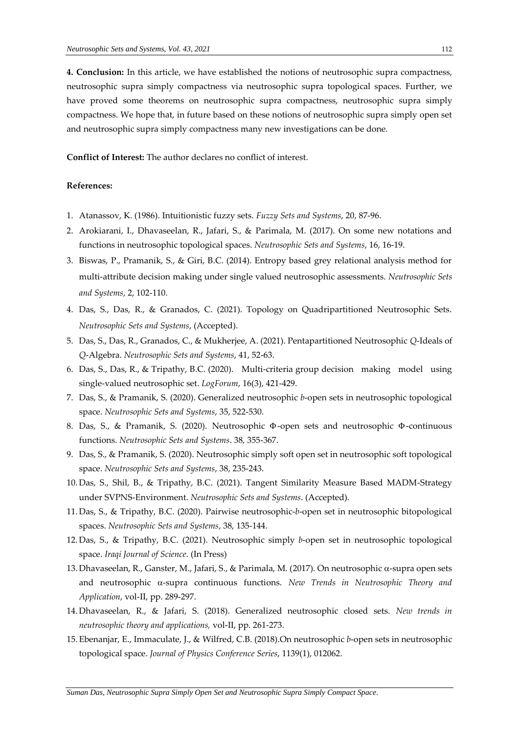**4. Conclusion:** In this article, we have established the notions of neutrosophic supra compactness, neutrosophic supra simply compactness via neutrosophic supra topological spaces. Further, we have proved some theorems on neutrosophic supra compactness, neutrosophic supra simply compactness. We hope that, in future based on these notions of neutrosophic supra simply open set and neutrosophic supra simply compactness many new investigations can be done.

**Conflict of Interest:** The author declares no conflict of interest.

**References:**

1. Atanassov, K. (1986). Intuitionistic fuzzy sets. *Fuzzy Sets and Systems*, 20, 87-96.
2. Arokiarani, I., Dhavaseelan, R., Jafari, S., & Parimala, M. (2017). On some new notations and functions in neutrosophic topological spaces. *Neutrosophic Sets and Systems*, 16, 16-19.
3. Biswas, P., Pramanik, S., & Giri, B.C. (2014). Entropy based grey relational analysis method for multi-attribute decision making under single valued neutrosophic assessments. *Neutrosophic Sets and Systems*, 2, 102-110.
4. Das, S., Das, R., & Granados, C. (2021). Topology on Quadripartitioned Neutrosophic Sets. *Neutrosophic Sets and Systems*, (Accepted).
5. Das, S., Das, R., Granados, C., & Mukherjee, A. (2021). Pentapartitioned Neutrosophic *Q*-Ideals of *Q*-Algebra. *Neutrosophic Sets and Systems*, 41, 52-63.
6. Das, S., Das, R., & Tripathy, B.C. (2020). Multi-criteria group decision making model using single-valued neutrosophic set. *LogForum*, 16(3), 421-429.
7. Das, S., & Pramanik, S. (2020). Generalized neutrosophic *b*-open sets in neutrosophic topological space. *Neutrosophic Sets and Systems*, 35, 522-530.
8. Das, S., & Pramanik, S. (2020). Neutrosophic Φ-open sets and neutrosophic Φ-continuous functions. *Neutrosophic Sets and Systems*. 38, 355-367.
9. Das, S., & Pramanik, S. (2020). Neutrosophic simply soft open set in neutrosophic soft topological space. *Neutrosophic Sets and Systems*, 38, 235-243.
10. Das, S., Shil, B., & Tripathy, B.C. (2021). Tangent Similarity Measure Based MADM-Strategy under SVPNS-Environment. *Neutrosophic Sets and Systems*. (Accepted).
11. Das, S., & Tripathy, B.C. (2020). Pairwise neutrosophic-*b*-open set in neutrosophic bitopological spaces. *Neutrosophic Sets and Systems*, 38, 135-144.
12. Das, S., & Tripathy, B.C. (2021). Neutrosophic simply *b*-open set in neutrosophic topological space. *Iraqi Journal of Science*. (In Press)
13. Dhavaseelan, R., Ganster, M., Jafari, S., & Parimala, M. (2017). On neutrosophic α-supra open sets and neutrosophic α-supra continuous functions. *New Trends in Neutrosophic Theory and Application*, vol-II, pp. 289-297.
14. Dhavaseelan, R., & Jafari, S. (2018). Generalized neutrosophic closed sets. *New trends in neutrosophic theory and applications,* vol-II, pp. 261-273.
15. Ebenanjar, E., Immaculate, J., & Wilfred, C.B. (2018).On neutrosophic *b*-open sets in neutrosophic topological space. *Journal of Physics Conference Series*, 1139(1), 012062.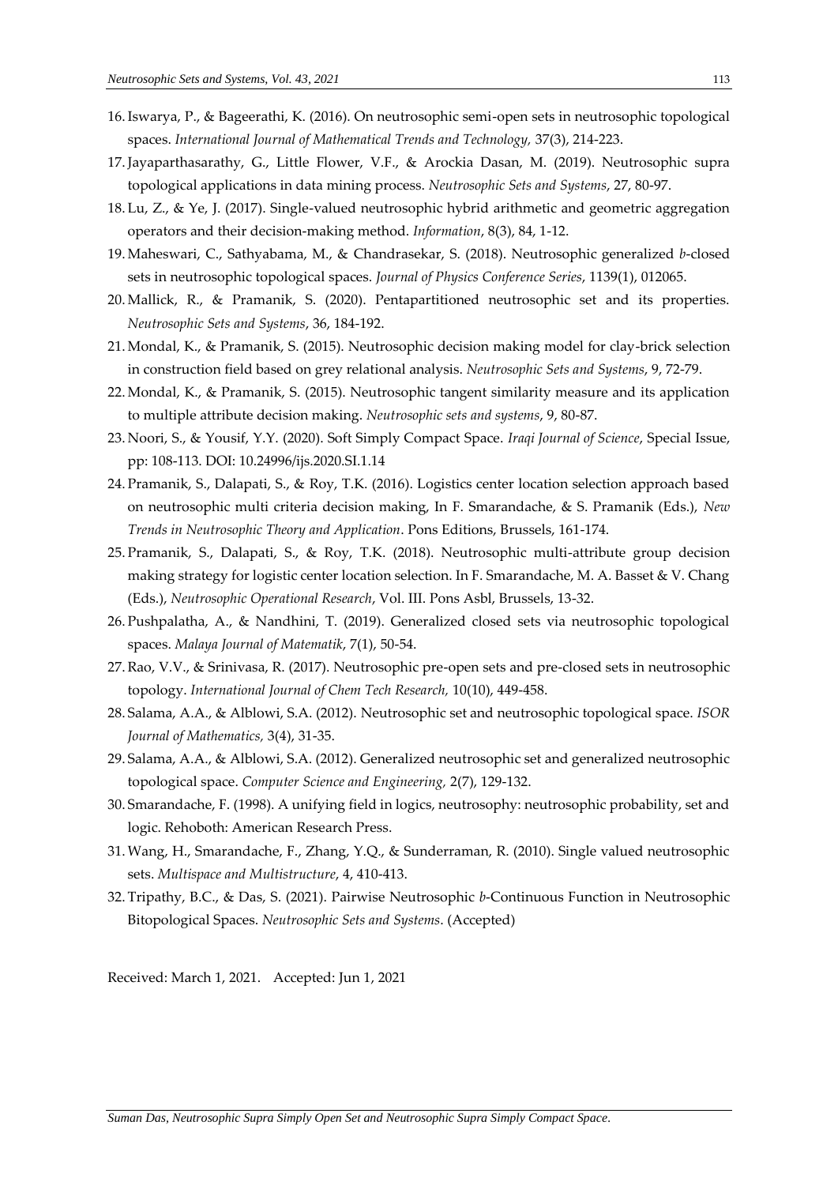16. Iswarya, P., & Bageerathi, K. (2016). On neutrosophic semi-open sets in neutrosophic topological spaces. *International Journal of Mathematical Trends and Technology,* 37(3), 214-223.
17. Jayaparthasarathy, G., Little Flower, V.F., & Arockia Dasan, M. (2019). Neutrosophic supra topological applications in data mining process. *Neutrosophic Sets and Systems*, 27, 80-97.
18. Lu, Z., & Ye, J. (2017). Single-valued neutrosophic hybrid arithmetic and geometric aggregation operators and their decision-making method. *Information*, 8(3), 84, 1-12.
19. Maheswari, C., Sathyabama, M., & Chandrasekar, S. (2018). Neutrosophic generalized *b*-closed sets in neutrosophic topological spaces. *Journal of Physics Conference Series*, 1139(1), 012065.
20. Mallick, R., & Pramanik, S. (2020). Pentapartitioned neutrosophic set and its properties. *Neutrosophic Sets and Systems*, 36, 184-192.
21. Mondal, K., & Pramanik, S. (2015). Neutrosophic decision making model for clay-brick selection in construction field based on grey relational analysis. *Neutrosophic Sets and Systems*, 9, 72-79.
22. Mondal, K., & Pramanik, S. (2015). Neutrosophic tangent similarity measure and its application to multiple attribute decision making. *Neutrosophic sets and systems*, 9, 80-87.
23. Noori, S., & Yousif, Y.Y. (2020). Soft Simply Compact Space. *Iraqi Journal of Science*, Special Issue, pp: 108-113. DOI: 10.24996/ijs.2020.SI.1.14
24. Pramanik, S., Dalapati, S., & Roy, T.K. (2016). Logistics center location selection approach based on neutrosophic multi criteria decision making, In F. Smarandache, & S. Pramanik (Eds.), *New Trends in Neutrosophic Theory and Application*. Pons Editions, Brussels, 161-174.
25. Pramanik, S., Dalapati, S., & Roy, T.K. (2018). Neutrosophic multi-attribute group decision making strategy for logistic center location selection. In F. Smarandache, M. A. Basset & V. Chang (Eds.), *Neutrosophic Operational Research*, Vol. III. Pons Asbl, Brussels, 13-32.
26. Pushpalatha, A., & Nandhini, T. (2019). Generalized closed sets via neutrosophic topological spaces. *Malaya Journal of Matematik*, 7(1), 50-54.
27. Rao, V.V., & Srinivasa, R. (2017). Neutrosophic pre-open sets and pre-closed sets in neutrosophic topology. *International Journal of Chem Tech Research,* 10(10), 449-458.
28. Salama, A.A., & Alblowi, S.A. (2012). Neutrosophic set and neutrosophic topological space. *ISOR Journal of Mathematics,* 3(4), 31-35.
29. Salama, A.A., & Alblowi, S.A. (2012). Generalized neutrosophic set and generalized neutrosophic topological space. *Computer Science and Engineering,* 2(7), 129-132.
30. Smarandache, F. (1998). A unifying field in logics, neutrosophy: neutrosophic probability, set and logic. Rehoboth: American Research Press.
31. Wang, H., Smarandache, F., Zhang, Y.Q., & Sunderraman, R. (2010). Single valued neutrosophic sets. *Multispace and Multistructure*, 4, 410-413.
32. Tripathy, B.C., & Das, S. (2021). Pairwise Neutrosophic *b*-Continuous Function in Neutrosophic Bitopological Spaces. *Neutrosophic Sets and Systems*. (Accepted)

Received: March 1, 2021. Accepted: Jun 1, 2021